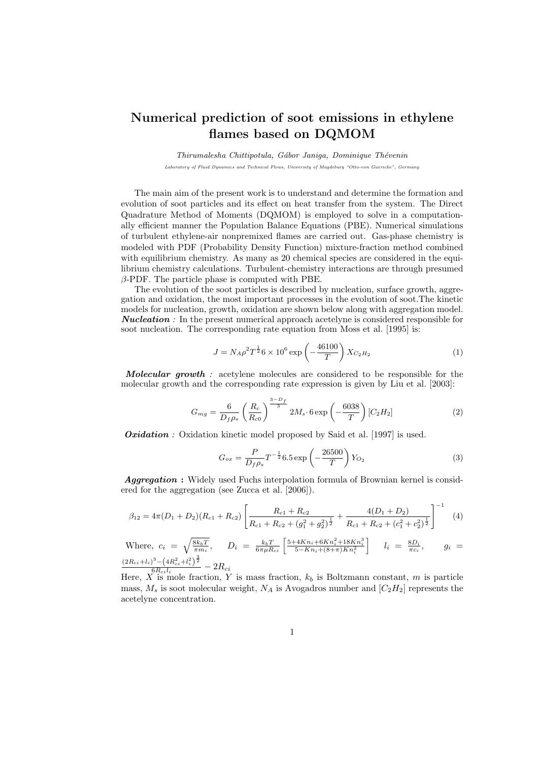# Numerical prediction of soot emissions in ethylene flames based on DQMOM

*Thirumalesha Chittipotula, Gábor Janiga, Dominique Thévenin*

*Laboratory of Fluid Dynamics and Technical Flows, University of Magdeburg "Otto-von Guericke", Germany*

The main aim of the present work is to understand and determine the formation and evolution of soot particles and its effect on heat transfer from the system. The Direct Quadrature Method of Moments (DQMOM) is employed to solve in a computationally efficient manner the Population Balance Equations (PBE). Numerical simulations of turbulent ethylene-air nonpremixed flames are carried out. Gas-phase chemistry is modeled with PDF (Probability Density Function) mixture-fraction method combined with equilibrium chemistry. As many as 20 chemical species are considered in the equilibrium chemistry calculations. Turbulent-chemistry interactions are through presumed $\beta$-PDF. The particle phase is computed with PBE.

The evolution of the soot particles is described by nucleation, surface growth, aggregation and oxidation, the most important processes in the evolution of soot.The kinetic models for nucleation, growth, oxidation are shown below along with aggregation model. ***Nucleation :*** In the present numerical approach acetelyne is considered responsible for soot nucleation. The corresponding rate equation from Moss et al. [1995] is:

$$J = N_A \rho^2 T^{\frac{1}{2}} 6 \times 10^6 \exp\left(-\frac{46100}{T}\right) X_{C_2H_2} \tag{1}$$

***Molecular growth :*** acetylene molecules are considered to be responsible for the molecular growth and the corresponding rate expression is given by Liu et al. [2003]:

$$G_{mg} = \frac{6}{D_f \rho_s} \left(\frac{R_c}{R_{c0}}\right)^{\frac{3-D_f}{3}} 2M_s \cdot 6 \exp\left(-\frac{6038}{T}\right) [C_2H_2] \tag{2}$$

***Oxidation :*** Oxidation kinetic model proposed by Said et al. [1997] is used.

$$G_{ox} = \frac{P}{D_f \rho_s} T^{-\frac{1}{2}} 6.5 \exp\left(-\frac{26500}{T}\right) Y_{O_2} \tag{3}$$

***Aggregation :*** Widely used Fuchs interpolation formula of Brownian kernel is considered for the aggregation (see Zucca et al. [2006]).

$$\beta_{12} = 4\pi(D_1 + D_2)(R_{c1} + R_{c2}) \left[ \frac{R_{c1} + R_{c2}}{R_{c1} + R_{c2} + (g_1^2 + g_2^2)^{\frac{1}{2}}} + \frac{4(D_1 + D_2)}{R_{c1} + R_{c2} + (c_1^2 + c_2^2)^{\frac{1}{2}}} \right]^{-1} \tag{4}$$

Where, $c_i = \sqrt{\frac{8k_bT}{\pi m_i}}$, $\quad D_i = \frac{k_bT}{6\pi\mu R_{ci}}\left[\frac{5+4Kn_i+6Kn_i^2+18Kn_i^3}{5-Kn_i+(8+\pi)Kn_i^2}\right]$ $\quad l_i = \frac{8D_i}{\pi c_i}$, $\quad g_i = \frac{(2R_{ci}+l_i)^3-\left(4R_{ci}^2+l_i^2\right)^{\frac{3}{2}}}{6R_{ci}l_i} - 2R_{ci}$

Here, $X$ is mole fraction, $Y$ is mass fraction, $k_b$ is Boltzmann constant, $m$ is particle mass, $M_s$ is soot molecular weight, $N_A$ is Avogadros number and $[C_2H_2]$ represents the acetelyne concentration.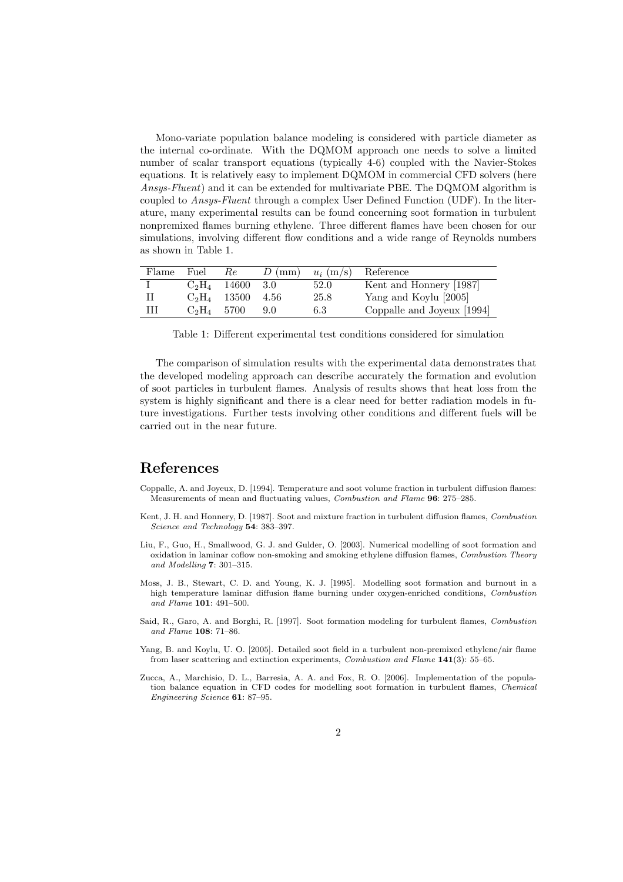Mono-variate population balance modeling is considered with particle diameter as the internal co-ordinate. With the DQMOM approach one needs to solve a limited number of scalar transport equations (typically 4-6) coupled with the Navier-Stokes equations. It is relatively easy to implement DQMOM in commercial CFD solvers (here *Ansys-Fluent*) and it can be extended for multivariate PBE. The DQMOM algorithm is coupled to *Ansys-Fluent* through a complex User Defined Function (UDF). In the literature, many experimental results can be found concerning soot formation in turbulent nonpremixed flames burning ethylene. Three different flames have been chosen for our simulations, involving different flow conditions and a wide range of Reynolds numbers as shown in Table 1.

| Flame | Fuel | $Re$ | $D$ (mm) | $u_i$ (m/s) | Reference |
|---|---|---|---|---|---|
| I | $C_2H_4$ | 14600 | 3.0 | 52.0 | Kent and Honnery [1987] |
| II | $C_2H_4$ | 13500 | 4.56 | 25.8 | Yang and Koylu [2005] |
| III | $C_2H_4$ | 5700 | 9.0 | 6.3 | Coppalle and Joyeux [1994] |

Table 1: Different experimental test conditions considered for simulation

The comparison of simulation results with the experimental data demonstrates that the developed modeling approach can describe accurately the formation and evolution of soot particles in turbulent flames. Analysis of results shows that heat loss from the system is highly significant and there is a clear need for better radiation models in future investigations. Further tests involving other conditions and different fuels will be carried out in the near future.

# References

Coppalle, A. and Joyeux, D. [1994]. Temperature and soot volume fraction in turbulent diffusion flames: Measurements of mean and fluctuating values, *Combustion and Flame* **96**: 275–285.

Kent, J. H. and Honnery, D. [1987]. Soot and mixture fraction in turbulent diffusion flames, *Combustion Science and Technology* **54**: 383–397.

Liu, F., Guo, H., Smallwood, G. J. and Gulder, O. [2003]. Numerical modelling of soot formation and oxidation in laminar coflow non-smoking and smoking ethylene diffusion flames, *Combustion Theory and Modelling* **7**: 301–315.

Moss, J. B., Stewart, C. D. and Young, K. J. [1995]. Modelling soot formation and burnout in a high temperature laminar diffusion flame burning under oxygen-enriched conditions, *Combustion and Flame* **101**: 491–500.

Said, R., Garo, A. and Borghi, R. [1997]. Soot formation modeling for turbulent flames, *Combustion and Flame* **108**: 71–86.

Yang, B. and Koylu, U. O. [2005]. Detailed soot field in a turbulent non-premixed ethylene/air flame from laser scattering and extinction experiments, *Combustion and Flame* **141**(3): 55–65.

Zucca, A., Marchisio, D. L., Barresia, A. A. and Fox, R. O. [2006]. Implementation of the population balance equation in CFD codes for modelling soot formation in turbulent flames, *Chemical Engineering Science* **61**: 87–95.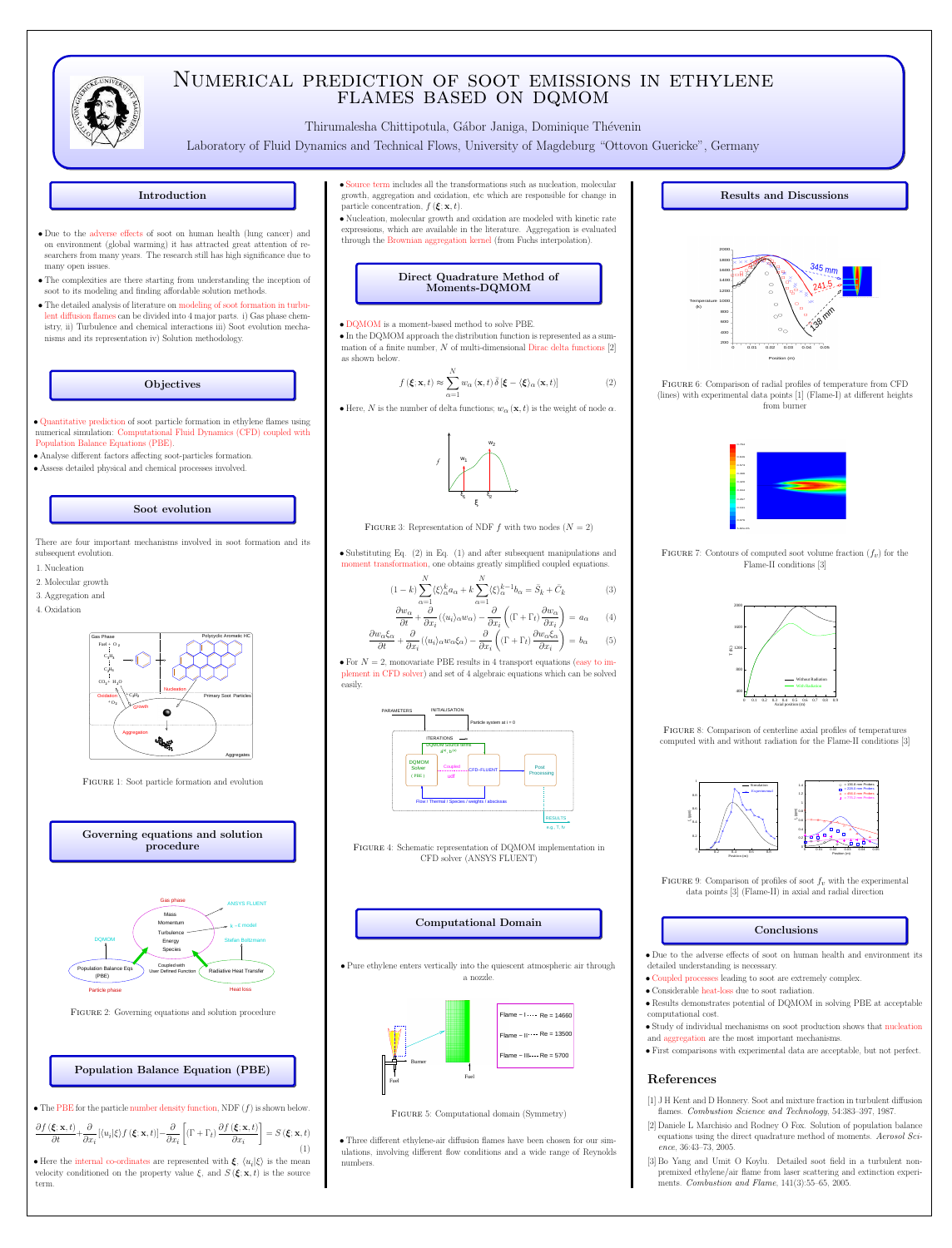# Numerical prediction of soot emissions in ethylene flames based on DQMOM

Thirumalesha Chittipotula, Gábor Janiga, Dominique Thévenin

Laboratory of Fluid Dynamics and Technical Flows, University of Magdeburg "Ottovon Guericke", Germany

## Introduction

- Due to the adverse effects of soot on human health (lung cancer) and on environment (global warming) it has attracted great attention of researchers from many years. The research still has high significance due to many open issues.
- The complexities are there starting from understanding the inception of soot to its modeling and finding affordable solution methods.
- The detailed analysis of literature on modeling of soot formation in turbulent diffusion flames can be divided into 4 major parts. i) Gas phase chemistry, ii) Turbulence and chemical interactions iii) Soot evolution mechanisms and its representation iv) Solution methodology.

## Objectives

- Quantitative prediction of soot particle formation in ethylene flames using numerical simulation: Computational Fluid Dynamics (CFD) coupled with Population Balance Equations (PBE).
- Analyse different factors affecting soot-particles formation.
- Assess detailed physical and chemical processes involved.

## Soot evolution

There are four important mechanisms involved in soot formation and its subsequent evolution.

1. Nucleation
2. Molecular growth
3. Aggregation and
4. Oxidation

Gas Phase
Fuel + $O_2$
$C_2H_2$
$C_2H_4$
$CO_2 + H_2O$
Polycyclic Aromatic HC
Nucleation
Oxidation + $O_2$
$C_2H_2$
Growth
Primary Soot Particles
Aggregation
Aggregates

Figure 1: Soot particle formation and evolution

## Governing equations and solution procedure

Gas phase
ANSYS FLUENT
Mass
Momentum
Turbulence
Energy
Species
k – ε model
Stefan Boltzmann
DQMOM
Population Balance Eqs (PBE)
Coupled with User Defined Function
Radiative Heat Transfer
Particle phase
Heat loss

Figure 2: Governing equations and solution procedure

## Population Balance Equation (PBE)

- The PBE for the particle number density function, NDF ($f$) is shown below.

$$\frac{\partial f(\boldsymbol{\xi};\mathbf{x},t)}{\partial t}+\frac{\partial}{\partial x_i}\left[\langle u_i|\xi\rangle f(\boldsymbol{\xi};\mathbf{x},t)\right]-\frac{\partial}{\partial x_i}\left[(\Gamma+\Gamma_t)\frac{\partial f(\boldsymbol{\xi};\mathbf{x},t)}{\partial x_i}\right]=S(\boldsymbol{\xi};\mathbf{x},t) \quad (1)$$

- Here the internal co-ordinates are represented with $\boldsymbol{\xi}$, $\langle u_i|\xi\rangle$ is the mean velocity conditioned on the property value $\xi$, and $S(\boldsymbol{\xi};\mathbf{x},t)$ is the source term.
- Source term includes all the transformations such as nucleation, molecular growth, aggregation and oxidation, etc which are responsible for change in particle concentration, $f(\boldsymbol{\xi};\mathbf{x},t)$.
- Nucleation, molecular growth and oxidation are modeled with kinetic rate expressions, which are available in the literature. Aggregation is evaluated through the Brownian aggregation kernel (from Fuchs interpolation).

## Direct Quadrature Method of Moments-DQMOM

- DQMOM is a moment-based method to solve PBE.
- In the DQMOM approach the distribution function is represented as a summation of a finite number, $N$ of multi-dimensional Dirac delta functions [2] as shown below.

$$f(\boldsymbol{\xi};\mathbf{x},t)\approx\sum_{\alpha=1}^{N}w_\alpha(\mathbf{x},t)\,\delta\left[\boldsymbol{\xi}-\langle\boldsymbol{\xi}\rangle_\alpha(\mathbf{x},t)\right] \quad (2)$$

- Here, $N$ is the number of delta functions; $w_\alpha(\mathbf{x},t)$ is the weight of node $\alpha$.

f
$w_1$
$w_2$
$\xi_1$
$\xi_2$
ξ

Figure 3: Representation of NDF $f$ with two nodes ($N=2$)

- Substituting Eq. (2) in Eq. (1) and after subsequent manipulations and moment transformation, one obtains greatly simplified coupled equations.

$$(1-k)\sum_{\alpha=1}^{N}\langle\xi\rangle_\alpha^k a_\alpha+k\sum_{\alpha=1}^{N}\langle\xi\rangle_\alpha^{k-1}b_\alpha=\bar{S}_k+\bar{C}_k \quad (3)$$

$$\frac{\partial w_\alpha}{\partial t}+\frac{\partial}{\partial x_i}\left(\langle u_i\rangle_\alpha w_\alpha\right)-\frac{\partial}{\partial x_i}\left((\Gamma+\Gamma_t)\frac{\partial w_\alpha}{\partial x_i}\right)=a_\alpha \quad (4)$$

$$\frac{\partial w_\alpha\xi_\alpha}{\partial t}+\frac{\partial}{\partial x_i}\left(\langle u_i\rangle_\alpha w_\alpha\xi_\alpha\right)-\frac{\partial}{\partial x_i}\left((\Gamma+\Gamma_t)\frac{\partial w_\alpha\xi_\alpha}{\partial x_i}\right)=b_\alpha \quad (5)$$

- For $N=2$, monovariate PBE results in 4 transport equations (easy to implement in CFD solver) and set of 4 algebraic equations which can be solved easily.

PARAMETERS
INITIALISATION
Particle system at t = 0
ITERATIONS
DQMOM source terms $a^{(n)}, b^{(n)}$
DQMOM Solver (PBE)
Coupled
CFD–FLUENT
Post Processing
Flow / Thermal / Species / weights / abscissas
RESULTS e.g., T, fv

Figure 4: Schematic representation of DQMOM implementation in CFD solver (ANSYS FLUENT)

## Computational Domain

- Pure ethylene enters vertically into the quiescent atmospheric air through a nozzle.

Burner
Fuel
Flame – I ..... Re = 14660
Flame – II ..... Re = 13500
Flame – III ..... Re = 5700

Figure 5: Computational domain (Symmetry)

- Three different ethylene-air diffusion flames have been chosen for our simulations, involving different flow conditions and a wide range of Reynolds numbers.

## Results and Discussions

345 mm
241.5
138 mm
Temperature (k)
Position (m)

Figure 6: Comparison of radial profiles of temperature from CFD (lines) with experimental data points [1] (Flame-I) at different heights from burner

Figure 7: Contours of computed soot volume fraction ($f_v$) for the Flame-II conditions [3]

T (k)
Axial position (m)
Without Radiation
With Radiation

Figure 8: Comparison of centerline axial profiles of temperatures computed with and without radiation for the Flame-II conditions [3]

Simulation
Experimental
Position (m)

Figure 9: Comparison of profiles of soot $f_v$ with the experimental data points [3] (Flame-II) in axial and radial direction

## Conclusions

- Due to the adverse effects of soot on human health and environment its detailed understanding is necessary.
- Coupled processes leading to soot are extremely complex.
- Considerable heat-loss due to soot radiation.
- Results demonstrates potential of DQMOM in solving PBE at acceptable computational cost.
- Study of individual mechanisms on soot production shows that nucleation and aggregation are the most important mechanisms.
- First comparisons with experimental data are acceptable, but not perfect.

## References

[1] J H Kent and D Honnery. Soot and mixture fraction in turbulent diffusion flames. *Combustion Science and Technology*, 54:383–397, 1987.

[2] Daniele L Marchisio and Rodney O Fox. Solution of population balance equations using the direct quadrature method of moments. *Aerosol Science*, 36:43–73, 2005.

[3] Bo Yang and Umit O Koylu. Detailed soot field in a turbulent non-premixed ethylene/air flame from laser scattering and extinction experiments. *Combustion and Flame*, 141(3):55–65, 2005.